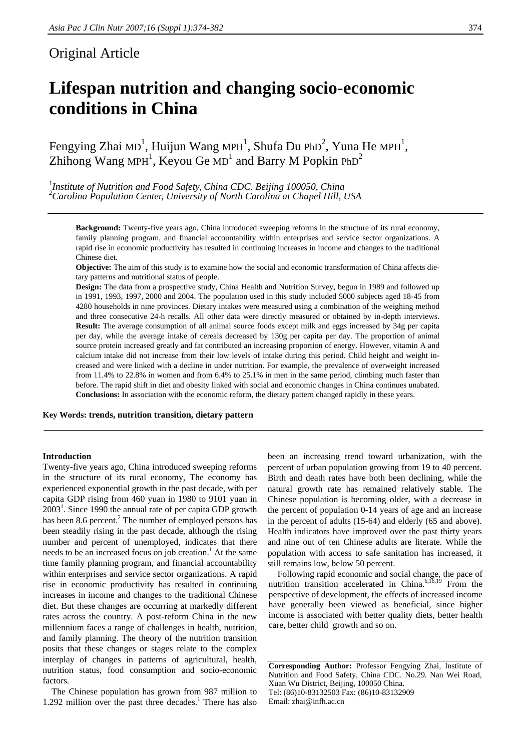## Original Article

# Lifespan nutrition and changing socio-economic conditions in China

Fengying Zhai MD[1], Huijun Wang MPH[1], Shufa Du PhD[2], Yuna He MPH[1], Zhihong Wang MPH[1], Keyou Ge MD[1] and Barry M Popkin PhD[2]

[1]*Institute of Nutrition and Food Safety, China CDC. Beijing 100050, China*
[2]*Carolina Population Center, University of North Carolina at Chapel Hill, USA*

**Background:** Twenty-five years ago, China introduced sweeping reforms in the structure of its rural economy, family planning program, and financial accountability within enterprises and service sector organizations. A rapid rise in economic productivity has resulted in continuing increases in income and changes to the traditional Chinese diet.

**Objective:** The aim of this study is to examine how the social and economic transformation of China affects dietary patterns and nutritional status of people.

**Design:** The data from a prospective study, China Health and Nutrition Survey, begun in 1989 and followed up in 1991, 1993, 1997, 2000 and 2004. The population used in this study included 5000 subjects aged 18-45 from 4280 households in nine provinces. Dietary intakes were measured using a combination of the weighing method and three consecutive 24-h recalls. All other data were directly measured or obtained by in-depth interviews.

**Result:** The average consumption of all animal source foods except milk and eggs increased by 34g per capita per day, while the average intake of cereals decreased by 130g per capita per day. The proportion of animal source protein increased greatly and fat contributed an increasing proportion of energy. However, vitamin A and calcium intake did not increase from their low levels of intake during this period. Child height and weight increased and were linked with a decline in under nutrition. For example, the prevalence of overweight increased from 11.4% to 22.8% in women and from 6.4% to 25.1% in men in the same period, climbing much faster than before. The rapid shift in diet and obesity linked with social and economic changes in China continues unabated.

**Conclusions:** In association with the economic reform, the dietary pattern changed rapidly in these years.

**Key Words: trends, nutrition transition, dietary pattern**

### Introduction

Twenty-five years ago, China introduced sweeping reforms in the structure of its rural economy, The economy has experienced exponential growth in the past decade, with per capita GDP rising from 460 yuan in 1980 to 9101 yuan in 2003[1]. Since 1990 the annual rate of per capita GDP growth has been 8.6 percent.[2] The number of employed persons has been steadily rising in the past decade, although the rising number and percent of unemployed, indicates that there needs to be an increased focus on job creation.[1] At the same time family planning program, and financial accountability within enterprises and service sector organizations. A rapid rise in economic productivity has resulted in continuing increases in income and changes to the traditional Chinese diet. But these changes are occurring at markedly different rates across the country. A post-reform China in the new millennium faces a range of challenges in health, nutrition, and family planning. The theory of the nutrition transition posits that these changes or stages relate to the complex interplay of changes in patterns of agricultural, health, nutrition status, food consumption and socio-economic factors.

The Chinese population has grown from 987 million to 1.292 million over the past three decades.[1] There has also been an increasing trend toward urbanization, with the percent of urban population growing from 19 to 40 percent. Birth and death rates have both been declining, while the natural growth rate has remained relatively stable. The Chinese population is becoming older, with a decrease in the percent of population 0-14 years of age and an increase in the percent of adults (15-64) and elderly (65 and above). Health indicators have improved over the past thirty years and nine out of ten Chinese adults are literate. While the population with access to safe sanitation has increased, it still remains low, below 50 percent.

Following rapid economic and social change, the pace of nutrition transition accelerated in China.[6,16,19] From the perspective of development, the effects of increased income have generally been viewed as beneficial, since higher income is associated with better quality diets, better health care, better child growth and so on.

**Corresponding Author:** Professor Fengying Zhai, Institute of Nutrition and Food Safety, China CDC. No.29. Nan Wei Road, Xuan Wu District, Beijing, 100050 China.
Tel: (86)10-83132503 Fax: (86)10-83132909
Email: zhai@infh.ac.cn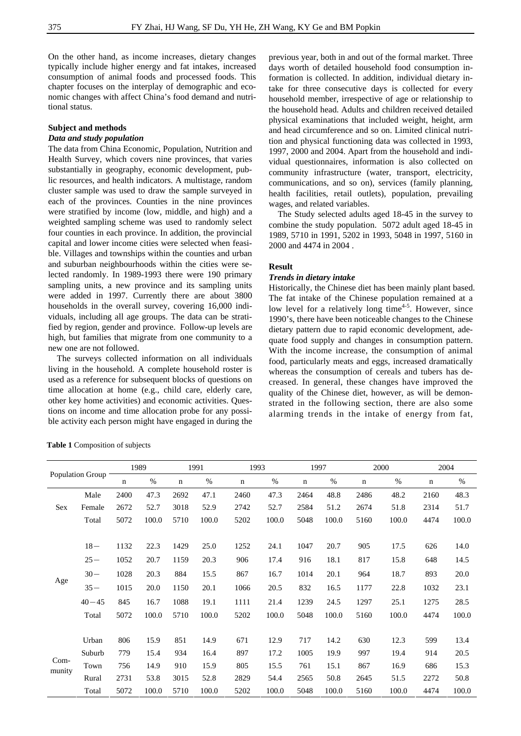On the other hand, as income increases, dietary changes typically include higher energy and fat intakes, increased consumption of animal foods and processed foods. This chapter focuses on the interplay of demographic and economic changes with affect China's food demand and nutritional status.

## Subject and methods

### *Data and study population*

The data from China Economic, Population, Nutrition and Health Survey, which covers nine provinces, that varies substantially in geography, economic development, public resources, and health indicators. A multistage, random cluster sample was used to draw the sample surveyed in each of the provinces. Counties in the nine provinces were stratified by income (low, middle, and high) and a weighted sampling scheme was used to randomly select four counties in each province. In addition, the provincial capital and lower income cities were selected when feasible. Villages and townships within the counties and urban and suburban neighbourhoods within the cities were selected randomly. In 1989-1993 there were 190 primary sampling units, a new province and its sampling units were added in 1997. Currently there are about 3800 households in the overall survey, covering 16,000 individuals, including all age groups. The data can be stratified by region, gender and province. Follow-up levels are high, but families that migrate from one community to a new one are not followed.

The surveys collected information on all individuals living in the household. A complete household roster is used as a reference for subsequent blocks of questions on time allocation at home (e.g., child care, elderly care, other key home activities) and economic activities. Questions on income and time allocation probe for any possible activity each person might have engaged in during the previous year, both in and out of the formal market. Three days worth of detailed household food consumption information is collected. In addition, individual dietary intake for three consecutive days is collected for every household member, irrespective of age or relationship to the household head. Adults and children received detailed physical examinations that included weight, height, arm and head circumference and so on. Limited clinical nutrition and physical functioning data was collected in 1993, 1997, 2000 and 2004. Apart from the household and individual questionnaires, information is also collected on community infrastructure (water, transport, electricity, communications, and so on), services (family planning, health facilities, retail outlets), population, prevailing wages, and related variables.

The Study selected adults aged 18-45 in the survey to combine the study population. 5072 adult aged 18-45 in 1989, 5710 in 1991, 5202 in 1993, 5048 in 1997, 5160 in 2000 and 4474 in 2004 .

## Result

### *Trends in dietary intake*

Historically, the Chinese diet has been mainly plant based. The fat intake of the Chinese population remained at a low level for a relatively long time[4-5]. However, since 1990's, there have been noticeable changes to the Chinese dietary pattern due to rapid economic development, adequate food supply and changes in consumption pattern. With the income increase, the consumption of animal food, particularly meats and eggs, increased dramatically whereas the consumption of cereals and tubers has decreased. In general, these changes have improved the quality of the Chinese diet, however, as will be demonstrated in the following section, there are also some alarming trends in the intake of energy from fat,

**Table 1** Composition of subjects

| Population Group | | 1989 | | 1991 | | 1993 | | 1997 | | 2000 | | 2004 | |
|---|---|---|---|---|---|---|---|---|---|---|---|---|---|
| | | n | % | n | % | n | % | n | % | n | % | n | % |
| Sex | Male | 2400 | 47.3 | 2692 | 47.1 | 2460 | 47.3 | 2464 | 48.8 | 2486 | 48.2 | 2160 | 48.3 |
| | Female | 2672 | 52.7 | 3018 | 52.9 | 2742 | 52.7 | 2584 | 51.2 | 2674 | 51.8 | 2314 | 51.7 |
| | Total | 5072 | 100.0 | 5710 | 100.0 | 5202 | 100.0 | 5048 | 100.0 | 5160 | 100.0 | 4474 | 100.0 |
| Age | 18－ | 1132 | 22.3 | 1429 | 25.0 | 1252 | 24.1 | 1047 | 20.7 | 905 | 17.5 | 626 | 14.0 |
| | 25－ | 1052 | 20.7 | 1159 | 20.3 | 906 | 17.4 | 916 | 18.1 | 817 | 15.8 | 648 | 14.5 |
| | 30－ | 1028 | 20.3 | 884 | 15.5 | 867 | 16.7 | 1014 | 20.1 | 964 | 18.7 | 893 | 20.0 |
| | 35－ | 1015 | 20.0 | 1150 | 20.1 | 1066 | 20.5 | 832 | 16.5 | 1177 | 22.8 | 1032 | 23.1 |
| | 40－45 | 845 | 16.7 | 1088 | 19.1 | 1111 | 21.4 | 1239 | 24.5 | 1297 | 25.1 | 1275 | 28.5 |
| | Total | 5072 | 100.0 | 5710 | 100.0 | 5202 | 100.0 | 5048 | 100.0 | 5160 | 100.0 | 4474 | 100.0 |
| Community | Urban | 806 | 15.9 | 851 | 14.9 | 671 | 12.9 | 717 | 14.2 | 630 | 12.3 | 599 | 13.4 |
| | Suburb | 779 | 15.4 | 934 | 16.4 | 897 | 17.2 | 1005 | 19.9 | 997 | 19.4 | 914 | 20.5 |
| | Town | 756 | 14.9 | 910 | 15.9 | 805 | 15.5 | 761 | 15.1 | 867 | 16.9 | 686 | 15.3 |
| | Rural | 2731 | 53.8 | 3015 | 52.8 | 2829 | 54.4 | 2565 | 50.8 | 2645 | 51.5 | 2272 | 50.8 |
| | Total | 5072 | 100.0 | 5710 | 100.0 | 5202 | 100.0 | 5048 | 100.0 | 5160 | 100.0 | 4474 | 100.0 |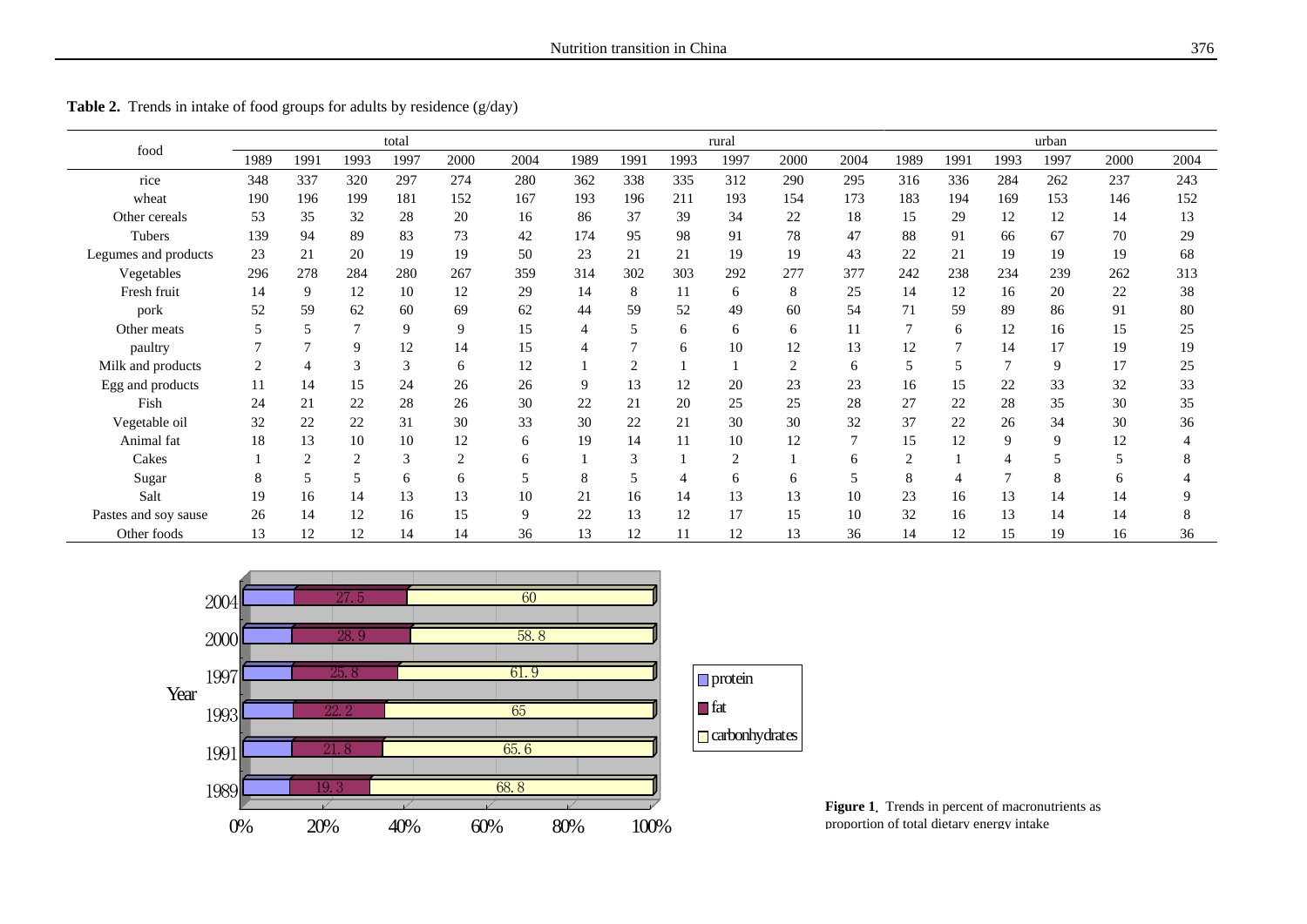**Table 2.** Trends in intake of food groups for adults by residence (g/day)

| food | total | | | | | | rural | | | | | | urban | | | | | |
|---|---|---|---|---|---|---|---|---|---|---|---|---|---|---|---|---|---|---|
| | 1989 | 1991 | 1993 | 1997 | 2000 | 2004 | 1989 | 1991 | 1993 | 1997 | 2000 | 2004 | 1989 | 1991 | 1993 | 1997 | 2000 | 2004 |
| rice | 348 | 337 | 320 | 297 | 274 | 280 | 362 | 338 | 335 | 312 | 290 | 295 | 316 | 336 | 284 | 262 | 237 | 243 |
| wheat | 190 | 196 | 199 | 181 | 152 | 167 | 193 | 196 | 211 | 193 | 154 | 173 | 183 | 194 | 169 | 153 | 146 | 152 |
| Other cereals | 53 | 35 | 32 | 28 | 20 | 16 | 86 | 37 | 39 | 34 | 22 | 18 | 15 | 29 | 12 | 12 | 14 | 13 |
| Tubers | 139 | 94 | 89 | 83 | 73 | 42 | 174 | 95 | 98 | 91 | 78 | 47 | 88 | 91 | 66 | 67 | 70 | 29 |
| Legumes and products | 23 | 21 | 20 | 19 | 19 | 50 | 23 | 21 | 21 | 19 | 19 | 43 | 22 | 21 | 19 | 19 | 19 | 68 |
| Vegetables | 296 | 278 | 284 | 280 | 267 | 359 | 314 | 302 | 303 | 292 | 277 | 377 | 242 | 238 | 234 | 239 | 262 | 313 |
| Fresh fruit | 14 | 9 | 12 | 10 | 12 | 29 | 14 | 8 | 11 | 6 | 8 | 25 | 14 | 12 | 16 | 20 | 22 | 38 |
| pork | 52 | 59 | 62 | 60 | 69 | 62 | 44 | 59 | 52 | 49 | 60 | 54 | 71 | 59 | 89 | 86 | 91 | 80 |
| Other meats | 5 | 5 | 7 | 9 | 9 | 15 | 4 | 5 | 6 | 6 | 6 | 11 | 7 | 6 | 12 | 16 | 15 | 25 |
| paultry | 7 | 7 | 9 | 12 | 14 | 15 | 4 | 7 | 6 | 10 | 12 | 13 | 12 | 7 | 14 | 17 | 19 | 19 |
| Milk and products | 2 | 4 | 3 | 3 | 6 | 12 | 1 | 2 | 1 | 1 | 2 | 6 | 5 | 5 | 7 | 9 | 17 | 25 |
| Egg and products | 11 | 14 | 15 | 24 | 26 | 26 | 9 | 13 | 12 | 20 | 23 | 23 | 16 | 15 | 22 | 33 | 32 | 33 |
| Fish | 24 | 21 | 22 | 28 | 26 | 30 | 22 | 21 | 20 | 25 | 25 | 28 | 27 | 22 | 28 | 35 | 30 | 35 |
| Vegetable oil | 32 | 22 | 22 | 31 | 30 | 33 | 30 | 22 | 21 | 30 | 30 | 32 | 37 | 22 | 26 | 34 | 30 | 36 |
| Animal fat | 18 | 13 | 10 | 10 | 12 | 6 | 19 | 14 | 11 | 10 | 12 | 7 | 15 | 12 | 9 | 9 | 12 | 4 |
| Cakes | 1 | 2 | 2 | 3 | 2 | 6 | 1 | 3 | 1 | 2 | 1 | 6 | 2 | 1 | 4 | 5 | 5 | 8 |
| Sugar | 8 | 5 | 5 | 6 | 6 | 5 | 8 | 5 | 4 | 6 | 6 | 5 | 8 | 4 | 7 | 8 | 6 | 4 |
| Salt | 19 | 16 | 14 | 13 | 13 | 10 | 21 | 16 | 14 | 13 | 13 | 10 | 23 | 16 | 13 | 14 | 14 | 9 |
| Pastes and soy sause | 26 | 14 | 12 | 16 | 15 | 9 | 22 | 13 | 12 | 17 | 15 | 10 | 32 | 16 | 13 | 14 | 14 | 8 |
| Other foods | 13 | 12 | 12 | 14 | 14 | 36 | 13 | 12 | 11 | 12 | 13 | 36 | 14 | 12 | 15 | 19 | 16 | 36 |

**Figure 1.** Trends in percent of macronutrients as proportion of total dietary energy intake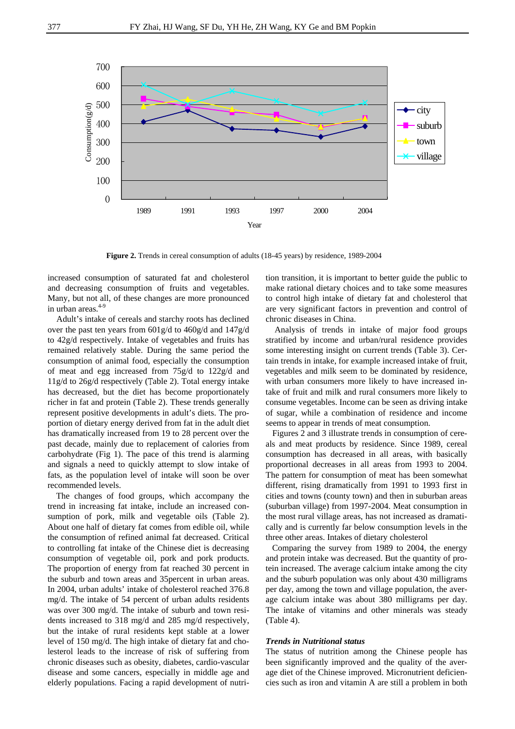**Figure 2.** Trends in cereal consumption of adults (18-45 years) by residence, 1989-2004

increased consumption of saturated fat and cholesterol and decreasing consumption of fruits and vegetables. Many, but not all, of these changes are more pronounced in urban areas.[4-9]

Adult's intake of cereals and starchy roots has declined over the past ten years from 601g/d to 460g/d and 147g/d to 42g/d respectively. Intake of vegetables and fruits has remained relatively stable. During the same period the consumption of animal food, especially the consumption of meat and egg increased from 75g/d to 122g/d and 11g/d to 26g/d respectively (Table 2). Total energy intake has decreased, but the diet has become proportionately richer in fat and protein (Table 2). These trends generally represent positive developments in adult's diets. The proportion of dietary energy derived from fat in the adult diet has dramatically increased from 19 to 28 percent over the past decade, mainly due to replacement of calories from carbohydrate (Fig 1). The pace of this trend is alarming and signals a need to quickly attempt to slow intake of fats, as the population level of intake will soon be over recommended levels.

The changes of food groups, which accompany the trend in increasing fat intake, include an increased consumption of pork, milk and vegetable oils (Table 2). About one half of dietary fat comes from edible oil, while the consumption of refined animal fat decreased. Critical to controlling fat intake of the Chinese diet is decreasing consumption of vegetable oil, pork and pork products. The proportion of energy from fat reached 30 percent in the suburb and town areas and 35percent in urban areas. In 2004, urban adults' intake of cholesterol reached 376.8 mg/d. The intake of 54 percent of urban adults residents was over 300 mg/d. The intake of suburb and town residents increased to 318 mg/d and 285 mg/d respectively, but the intake of rural residents kept stable at a lower level of 150 mg/d. The high intake of dietary fat and cholesterol leads to the increase of risk of suffering from chronic diseases such as obesity, diabetes, cardio-vascular disease and some cancers, especially in middle age and elderly populations. Facing a rapid development of nutrition transition, it is important to better guide the public to make rational dietary choices and to take some measures to control high intake of dietary fat and cholesterol that are very significant factors in prevention and control of chronic diseases in China.

Analysis of trends in intake of major food groups stratified by income and urban/rural residence provides some interesting insight on current trends (Table 3). Certain trends in intake, for example increased intake of fruit, vegetables and milk seem to be dominated by residence, with urban consumers more likely to have increased intake of fruit and milk and rural consumers more likely to consume vegetables. Income can be seen as driving intake of sugar, while a combination of residence and income seems to appear in trends of meat consumption.

Figures 2 and 3 illustrate trends in consumption of cereals and meat products by residence. Since 1989, cereal consumption has decreased in all areas, with basically proportional decreases in all areas from 1993 to 2004. The pattern for consumption of meat has been somewhat different, rising dramatically from 1991 to 1993 first in cities and towns (county town) and then in suburban areas (suburban village) from 1997-2004. Meat consumption in the most rural village areas, has not increased as dramatically and is currently far below consumption levels in the three other areas. Intakes of dietary cholesterol

Comparing the survey from 1989 to 2004, the energy and protein intake was decreased. But the quantity of protein increased. The average calcium intake among the city and the suburb population was only about 430 milligrams per day, among the town and village population, the average calcium intake was about 380 milligrams per day. The intake of vitamins and other minerals was steady (Table 4).

### *Trends in Nutritional status*

The status of nutrition among the Chinese people has been significantly improved and the quality of the average diet of the Chinese improved. Micronutrient deficiencies such as iron and vitamin A are still a problem in both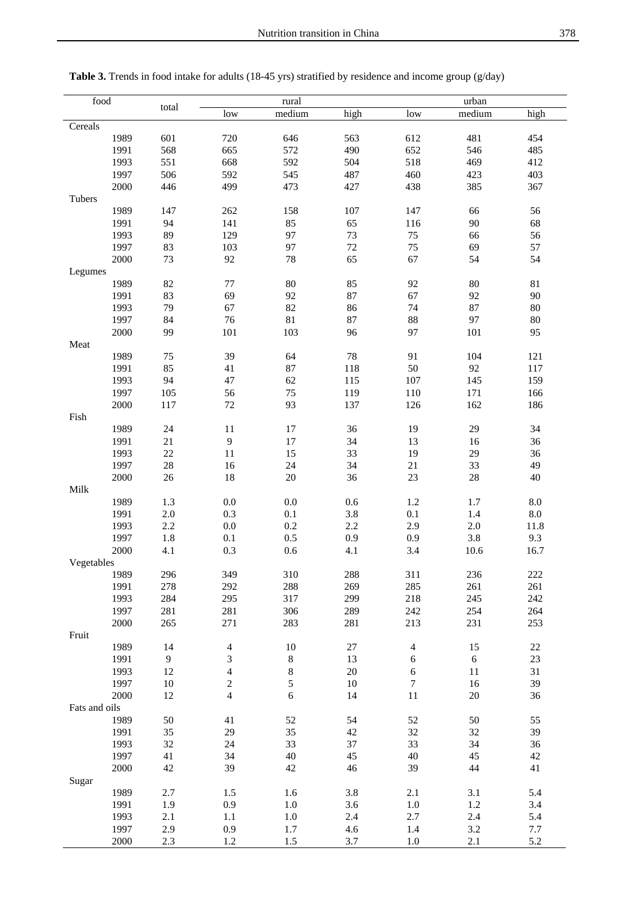**Table 3.** Trends in food intake for adults (18-45 yrs) stratified by residence and income group (g/day)

| food | total | rural | | | urban | | |
|---|---|---|---|---|---|---|---|
| | | low | medium | high | low | medium | high |
| Cereals | | | | | | | |
| 1989 | 601 | 720 | 646 | 563 | 612 | 481 | 454 |
| 1991 | 568 | 665 | 572 | 490 | 652 | 546 | 485 |
| 1993 | 551 | 668 | 592 | 504 | 518 | 469 | 412 |
| 1997 | 506 | 592 | 545 | 487 | 460 | 423 | 403 |
| 2000 | 446 | 499 | 473 | 427 | 438 | 385 | 367 |
| Tubers | | | | | | | |
| 1989 | 147 | 262 | 158 | 107 | 147 | 66 | 56 |
| 1991 | 94 | 141 | 85 | 65 | 116 | 90 | 68 |
| 1993 | 89 | 129 | 97 | 73 | 75 | 66 | 56 |
| 1997 | 83 | 103 | 97 | 72 | 75 | 69 | 57 |
| 2000 | 73 | 92 | 78 | 65 | 67 | 54 | 54 |
| Legumes | | | | | | | |
| 1989 | 82 | 77 | 80 | 85 | 92 | 80 | 81 |
| 1991 | 83 | 69 | 92 | 87 | 67 | 92 | 90 |
| 1993 | 79 | 67 | 82 | 86 | 74 | 87 | 80 |
| 1997 | 84 | 76 | 81 | 87 | 88 | 97 | 80 |
| 2000 | 99 | 101 | 103 | 96 | 97 | 101 | 95 |
| Meat | | | | | | | |
| 1989 | 75 | 39 | 64 | 78 | 91 | 104 | 121 |
| 1991 | 85 | 41 | 87 | 118 | 50 | 92 | 117 |
| 1993 | 94 | 47 | 62 | 115 | 107 | 145 | 159 |
| 1997 | 105 | 56 | 75 | 119 | 110 | 171 | 166 |
| 2000 | 117 | 72 | 93 | 137 | 126 | 162 | 186 |
| Fish | | | | | | | |
| 1989 | 24 | 11 | 17 | 36 | 19 | 29 | 34 |
| 1991 | 21 | 9 | 17 | 34 | 13 | 16 | 36 |
| 1993 | 22 | 11 | 15 | 33 | 19 | 29 | 36 |
| 1997 | 28 | 16 | 24 | 34 | 21 | 33 | 49 |
| 2000 | 26 | 18 | 20 | 36 | 23 | 28 | 40 |
| Milk | | | | | | | |
| 1989 | 1.3 | 0.0 | 0.0 | 0.6 | 1.2 | 1.7 | 8.0 |
| 1991 | 2.0 | 0.3 | 0.1 | 3.8 | 0.1 | 1.4 | 8.0 |
| 1993 | 2.2 | 0.0 | 0.2 | 2.2 | 2.9 | 2.0 | 11.8 |
| 1997 | 1.8 | 0.1 | 0.5 | 0.9 | 0.9 | 3.8 | 9.3 |
| 2000 | 4.1 | 0.3 | 0.6 | 4.1 | 3.4 | 10.6 | 16.7 |
| Vegetables | | | | | | | |
| 1989 | 296 | 349 | 310 | 288 | 311 | 236 | 222 |
| 1991 | 278 | 292 | 288 | 269 | 285 | 261 | 261 |
| 1993 | 284 | 295 | 317 | 299 | 218 | 245 | 242 |
| 1997 | 281 | 281 | 306 | 289 | 242 | 254 | 264 |
| 2000 | 265 | 271 | 283 | 281 | 213 | 231 | 253 |
| Fruit | | | | | | | |
| 1989 | 14 | 4 | 10 | 27 | 4 | 15 | 22 |
| 1991 | 9 | 3 | 8 | 13 | 6 | 6 | 23 |
| 1993 | 12 | 4 | 8 | 20 | 6 | 11 | 31 |
| 1997 | 10 | 2 | 5 | 10 | 7 | 16 | 39 |
| 2000 | 12 | 4 | 6 | 14 | 11 | 20 | 36 |
| Fats and oils | | | | | | | |
| 1989 | 50 | 41 | 52 | 54 | 52 | 50 | 55 |
| 1991 | 35 | 29 | 35 | 42 | 32 | 32 | 39 |
| 1993 | 32 | 24 | 33 | 37 | 33 | 34 | 36 |
| 1997 | 41 | 34 | 40 | 45 | 40 | 45 | 42 |
| 2000 | 42 | 39 | 42 | 46 | 39 | 44 | 41 |
| Sugar | | | | | | | |
| 1989 | 2.7 | 1.5 | 1.6 | 3.8 | 2.1 | 3.1 | 5.4 |
| 1991 | 1.9 | 0.9 | 1.0 | 3.6 | 1.0 | 1.2 | 3.4 |
| 1993 | 2.1 | 1.1 | 1.0 | 2.4 | 2.7 | 2.4 | 5.4 |
| 1997 | 2.9 | 0.9 | 1.7 | 4.6 | 1.4 | 3.2 | 7.7 |
| 2000 | 2.3 | 1.2 | 1.5 | 3.7 | 1.0 | 2.1 | 5.2 |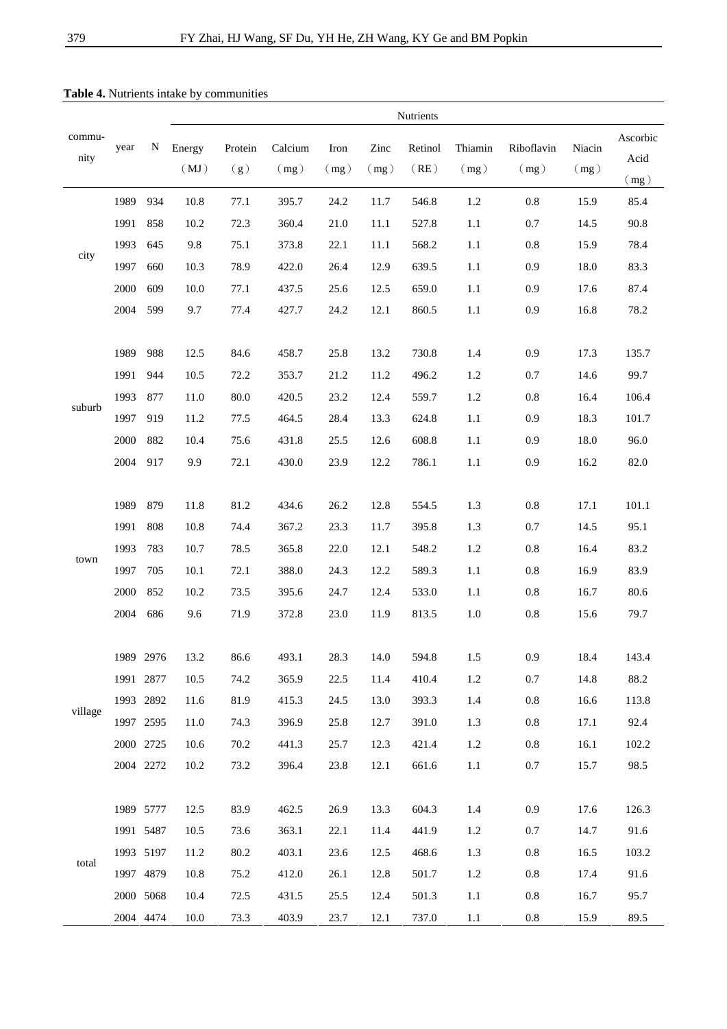**Table 4.** Nutrients intake by communities

| community | year | N | Energy (MJ) | Protein (g) | Calcium (mg) | Iron (mg) | Zinc (mg) | Retinol (RE) | Thiamin (mg) | Riboflavin (mg) | Niacin (mg) | Ascorbic Acid (mg) |
|---|---|---|---|---|---|---|---|---|---|---|---|---|
| city | 1989 | 934 | 10.8 | 77.1 | 395.7 | 24.2 | 11.7 | 546.8 | 1.2 | 0.8 | 15.9 | 85.4 |
| | 1991 | 858 | 10.2 | 72.3 | 360.4 | 21.0 | 11.1 | 527.8 | 1.1 | 0.7 | 14.5 | 90.8 |
| | 1993 | 645 | 9.8 | 75.1 | 373.8 | 22.1 | 11.1 | 568.2 | 1.1 | 0.8 | 15.9 | 78.4 |
| | 1997 | 660 | 10.3 | 78.9 | 422.0 | 26.4 | 12.9 | 639.5 | 1.1 | 0.9 | 18.0 | 83.3 |
| | 2000 | 609 | 10.0 | 77.1 | 437.5 | 25.6 | 12.5 | 659.0 | 1.1 | 0.9 | 17.6 | 87.4 |
| | 2004 | 599 | 9.7 | 77.4 | 427.7 | 24.2 | 12.1 | 860.5 | 1.1 | 0.9 | 16.8 | 78.2 |
| suburb | 1989 | 988 | 12.5 | 84.6 | 458.7 | 25.8 | 13.2 | 730.8 | 1.4 | 0.9 | 17.3 | 135.7 |
| | 1991 | 944 | 10.5 | 72.2 | 353.7 | 21.2 | 11.2 | 496.2 | 1.2 | 0.7 | 14.6 | 99.7 |
| | 1993 | 877 | 11.0 | 80.0 | 420.5 | 23.2 | 12.4 | 559.7 | 1.2 | 0.8 | 16.4 | 106.4 |
| | 1997 | 919 | 11.2 | 77.5 | 464.5 | 28.4 | 13.3 | 624.8 | 1.1 | 0.9 | 18.3 | 101.7 |
| | 2000 | 882 | 10.4 | 75.6 | 431.8 | 25.5 | 12.6 | 608.8 | 1.1 | 0.9 | 18.0 | 96.0 |
| | 2004 | 917 | 9.9 | 72.1 | 430.0 | 23.9 | 12.2 | 786.1 | 1.1 | 0.9 | 16.2 | 82.0 |
| town | 1989 | 879 | 11.8 | 81.2 | 434.6 | 26.2 | 12.8 | 554.5 | 1.3 | 0.8 | 17.1 | 101.1 |
| | 1991 | 808 | 10.8 | 74.4 | 367.2 | 23.3 | 11.7 | 395.8 | 1.3 | 0.7 | 14.5 | 95.1 |
| | 1993 | 783 | 10.7 | 78.5 | 365.8 | 22.0 | 12.1 | 548.2 | 1.2 | 0.8 | 16.4 | 83.2 |
| | 1997 | 705 | 10.1 | 72.1 | 388.0 | 24.3 | 12.2 | 589.3 | 1.1 | 0.8 | 16.9 | 83.9 |
| | 2000 | 852 | 10.2 | 73.5 | 395.6 | 24.7 | 12.4 | 533.0 | 1.1 | 0.8 | 16.7 | 80.6 |
| | 2004 | 686 | 9.6 | 71.9 | 372.8 | 23.0 | 11.9 | 813.5 | 1.0 | 0.8 | 15.6 | 79.7 |
| village | 1989 | 2976 | 13.2 | 86.6 | 493.1 | 28.3 | 14.0 | 594.8 | 1.5 | 0.9 | 18.4 | 143.4 |
| | 1991 | 2877 | 10.5 | 74.2 | 365.9 | 22.5 | 11.4 | 410.4 | 1.2 | 0.7 | 14.8 | 88.2 |
| | 1993 | 2892 | 11.6 | 81.9 | 415.3 | 24.5 | 13.0 | 393.3 | 1.4 | 0.8 | 16.6 | 113.8 |
| | 1997 | 2595 | 11.0 | 74.3 | 396.9 | 25.8 | 12.7 | 391.0 | 1.3 | 0.8 | 17.1 | 92.4 |
| | 2000 | 2725 | 10.6 | 70.2 | 441.3 | 25.7 | 12.3 | 421.4 | 1.2 | 0.8 | 16.1 | 102.2 |
| | 2004 | 2272 | 10.2 | 73.2 | 396.4 | 23.8 | 12.1 | 661.6 | 1.1 | 0.7 | 15.7 | 98.5 |
| total | 1989 | 5777 | 12.5 | 83.9 | 462.5 | 26.9 | 13.3 | 604.3 | 1.4 | 0.9 | 17.6 | 126.3 |
| | 1991 | 5487 | 10.5 | 73.6 | 363.1 | 22.1 | 11.4 | 441.9 | 1.2 | 0.7 | 14.7 | 91.6 |
| | 1993 | 5197 | 11.2 | 80.2 | 403.1 | 23.6 | 12.5 | 468.6 | 1.3 | 0.8 | 16.5 | 103.2 |
| | 1997 | 4879 | 10.8 | 75.2 | 412.0 | 26.1 | 12.8 | 501.7 | 1.2 | 0.8 | 17.4 | 91.6 |
| | 2000 | 5068 | 10.4 | 72.5 | 431.5 | 25.5 | 12.4 | 501.3 | 1.1 | 0.8 | 16.7 | 95.7 |
| | 2004 | 4474 | 10.0 | 73.3 | 403.9 | 23.7 | 12.1 | 737.0 | 1.1 | 0.8 | 15.9 | 89.5 |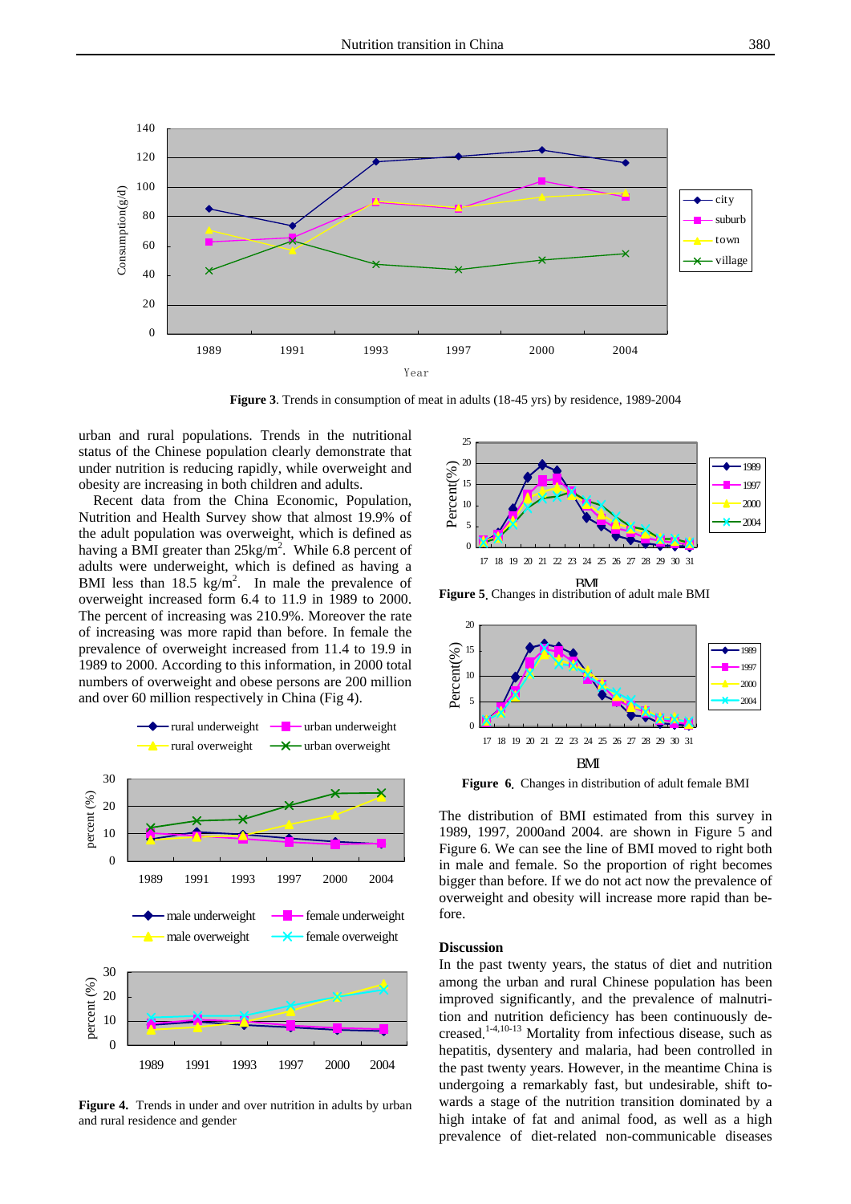**Figure 3**. Trends in consumption of meat in adults (18-45 yrs) by residence, 1989-2004

urban and rural populations. Trends in the nutritional status of the Chinese population clearly demonstrate that under nutrition is reducing rapidly, while overweight and obesity are increasing in both children and adults.

Recent data from the China Economic, Population, Nutrition and Health Survey show that almost 19.9% of the adult population was overweight, which is defined as having a BMI greater than $25kg/m^2$. While 6.8 percent of adults were underweight, which is defined as having a BMI less than 18.5 $kg/m^2$. In male the prevalence of overweight increased form 6.4 to 11.9 in 1989 to 2000. The percent of increasing was 210.9%. Moreover the rate of increasing was more rapid than before. In female the prevalence of overweight increased from 11.4 to 19.9 in 1989 to 2000. According to this information, in 2000 total numbers of overweight and obese persons are 200 million and over 60 million respectively in China (Fig 4).

**Figure 4.** Trends in under and over nutrition in adults by urban and rural residence and gender

**Figure 5**. Changes in distribution of adult male BMI

**Figure 6**. Changes in distribution of adult female BMI

The distribution of BMI estimated from this survey in 1989, 1997, 2000and 2004. are shown in Figure 5 and Figure 6. We can see the line of BMI moved to right both in male and female. So the proportion of right becomes bigger than before. If we do not act now the prevalence of overweight and obesity will increase more rapid than before.

## Discussion

In the past twenty years, the status of diet and nutrition among the urban and rural Chinese population has been improved significantly, and the prevalence of malnutrition and nutrition deficiency has been continuously decreased.[1-4,10-13] Mortality from infectious disease, such as hepatitis, dysentery and malaria, had been controlled in the past twenty years. However, in the meantime China is undergoing a remarkably fast, but undesirable, shift towards a stage of the nutrition transition dominated by a high intake of fat and animal food, as well as a high prevalence of diet-related non-communicable diseases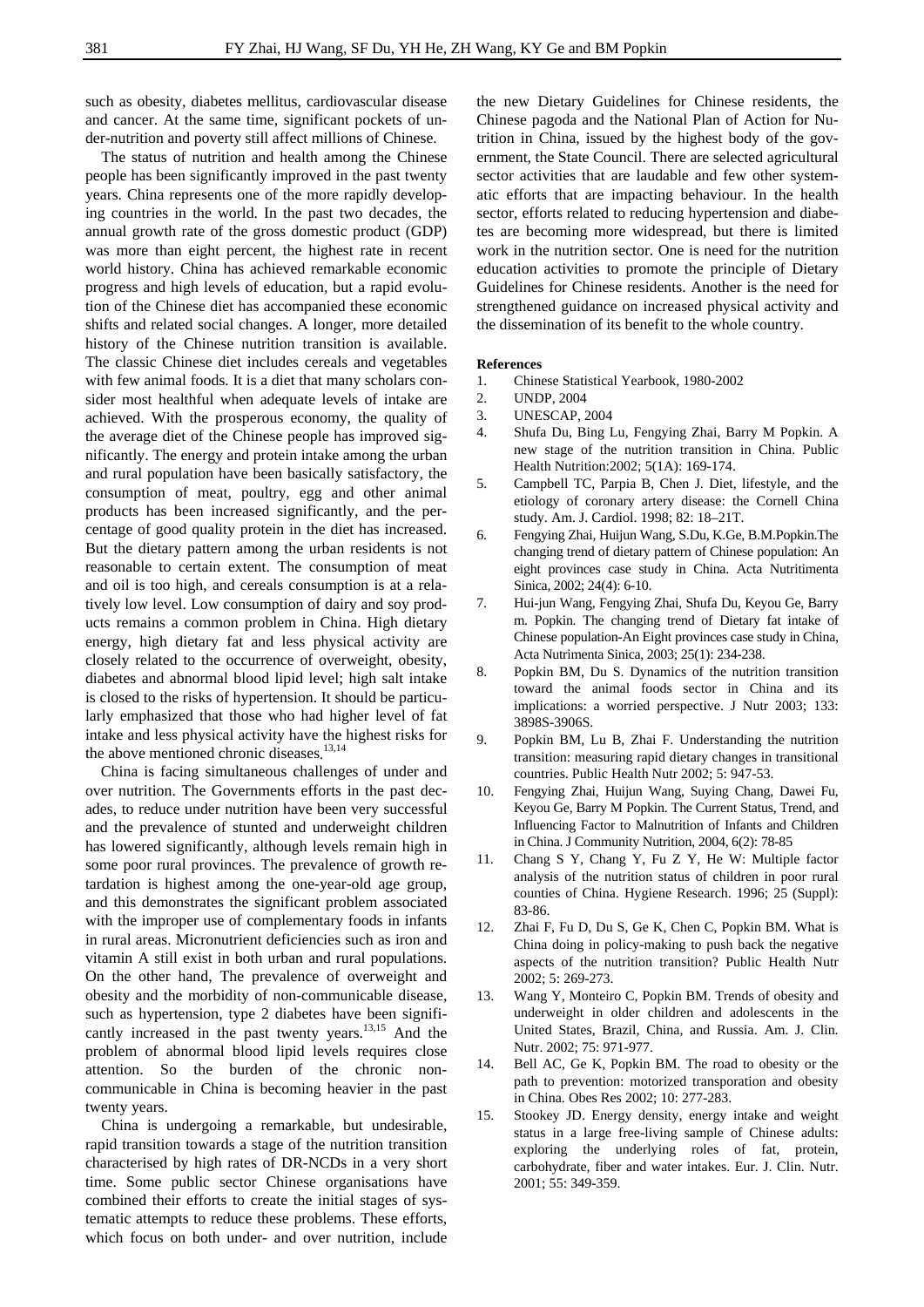such as obesity, diabetes mellitus, cardiovascular disease and cancer. At the same time, significant pockets of under-nutrition and poverty still affect millions of Chinese.

The status of nutrition and health among the Chinese people has been significantly improved in the past twenty years. China represents one of the more rapidly developing countries in the world. In the past two decades, the annual growth rate of the gross domestic product (GDP) was more than eight percent, the highest rate in recent world history. China has achieved remarkable economic progress and high levels of education, but a rapid evolution of the Chinese diet has accompanied these economic shifts and related social changes. A longer, more detailed history of the Chinese nutrition transition is available. The classic Chinese diet includes cereals and vegetables with few animal foods. It is a diet that many scholars consider most healthful when adequate levels of intake are achieved. With the prosperous economy, the quality of the average diet of the Chinese people has improved significantly. The energy and protein intake among the urban and rural population have been basically satisfactory, the consumption of meat, poultry, egg and other animal products has been increased significantly, and the percentage of good quality protein in the diet has increased. But the dietary pattern among the urban residents is not reasonable to certain extent. The consumption of meat and oil is too high, and cereals consumption is at a relatively low level. Low consumption of dairy and soy products remains a common problem in China. High dietary energy, high dietary fat and less physical activity are closely related to the occurrence of overweight, obesity, diabetes and abnormal blood lipid level; high salt intake is closed to the risks of hypertension. It should be particularly emphasized that those who had higher level of fat intake and less physical activity have the highest risks for the above mentioned chronic diseases.[13,14]

China is facing simultaneous challenges of under and over nutrition. The Governments efforts in the past decades, to reduce under nutrition have been very successful and the prevalence of stunted and underweight children has lowered significantly, although levels remain high in some poor rural provinces. The prevalence of growth retardation is highest among the one-year-old age group, and this demonstrates the significant problem associated with the improper use of complementary foods in infants in rural areas. Micronutrient deficiencies such as iron and vitamin A still exist in both urban and rural populations. On the other hand, The prevalence of overweight and obesity and the morbidity of non-communicable disease, such as hypertension, type 2 diabetes have been significantly increased in the past twenty years.[13,15] And the problem of abnormal blood lipid levels requires close attention. So the burden of the chronic non-communicable in China is becoming heavier in the past twenty years.

China is undergoing a remarkable, but undesirable, rapid transition towards a stage of the nutrition transition characterised by high rates of DR-NCDs in a very short time. Some public sector Chinese organisations have combined their efforts to create the initial stages of systematic attempts to reduce these problems. These efforts, which focus on both under- and over nutrition, include the new Dietary Guidelines for Chinese residents, the Chinese pagoda and the National Plan of Action for Nutrition in China, issued by the highest body of the government, the State Council. There are selected agricultural sector activities that are laudable and few other systematic efforts that are impacting behaviour. In the health sector, efforts related to reducing hypertension and diabetes are becoming more widespread, but there is limited work in the nutrition sector. One is need for the nutrition education activities to promote the principle of Dietary Guidelines for Chinese residents. Another is the need for strengthened guidance on increased physical activity and the dissemination of its benefit to the whole country.

**References**

1. Chinese Statistical Yearbook, 1980-2002
2. UNDP, 2004
3. UNESCAP, 2004
4. Shufa Du, Bing Lu, Fengying Zhai, Barry M Popkin. A new stage of the nutrition transition in China. Public Health Nutrition:2002; 5(1A): 169-174.
5. Campbell TC, Parpia B, Chen J. Diet, lifestyle, and the etiology of coronary artery disease: the Cornell China study. Am. J. Cardiol. 1998; 82: 18–21T.
6. Fengying Zhai, Huijun Wang, S.Du, K.Ge, B.M.Popkin.The changing trend of dietary pattern of Chinese population: An eight provinces case study in China. Acta Nutritimenta Sinica, 2002; 24(4): 6-10.
7. Hui-jun Wang, Fengying Zhai, Shufa Du, Keyou Ge, Barry m. Popkin. The changing trend of Dietary fat intake of Chinese population-An Eight provinces case study in China, Acta Nutrimenta Sinica, 2003; 25(1): 234-238.
8. Popkin BM, Du S. Dynamics of the nutrition transition toward the animal foods sector in China and its implications: a worried perspective. J Nutr 2003; 133: 3898S-3906S.
9. Popkin BM, Lu B, Zhai F. Understanding the nutrition transition: measuring rapid dietary changes in transitional countries. Public Health Nutr 2002; 5: 947-53.
10. Fengying Zhai, Huijun Wang, Suying Chang, Dawei Fu, Keyou Ge, Barry M Popkin. The Current Status, Trend, and Influencing Factor to Malnutrition of Infants and Children in China. J Community Nutrition, 2004, 6(2): 78-85
11. Chang S Y, Chang Y, Fu Z Y, He W: Multiple factor analysis of the nutrition status of children in poor rural counties of China. Hygiene Research. 1996; 25 (Suppl): 83-86.
12. Zhai F, Fu D, Du S, Ge K, Chen C, Popkin BM. What is China doing in policy-making to push back the negative aspects of the nutrition transition? Public Health Nutr 2002; 5: 269-273.
13. Wang Y, Monteiro C, Popkin BM. Trends of obesity and underweight in older children and adolescents in the United States, Brazil, China, and Russia. Am. J. Clin. Nutr. 2002; 75: 971-977.
14. Bell AC, Ge K, Popkin BM. The road to obesity or the path to prevention: motorized transporation and obesity in China. Obes Res 2002; 10: 277-283.
15. Stookey JD. Energy density, energy intake and weight status in a large free-living sample of Chinese adults: exploring the underlying roles of fat, protein, carbohydrate, fiber and water intakes. Eur. J. Clin. Nutr. 2001; 55: 349-359.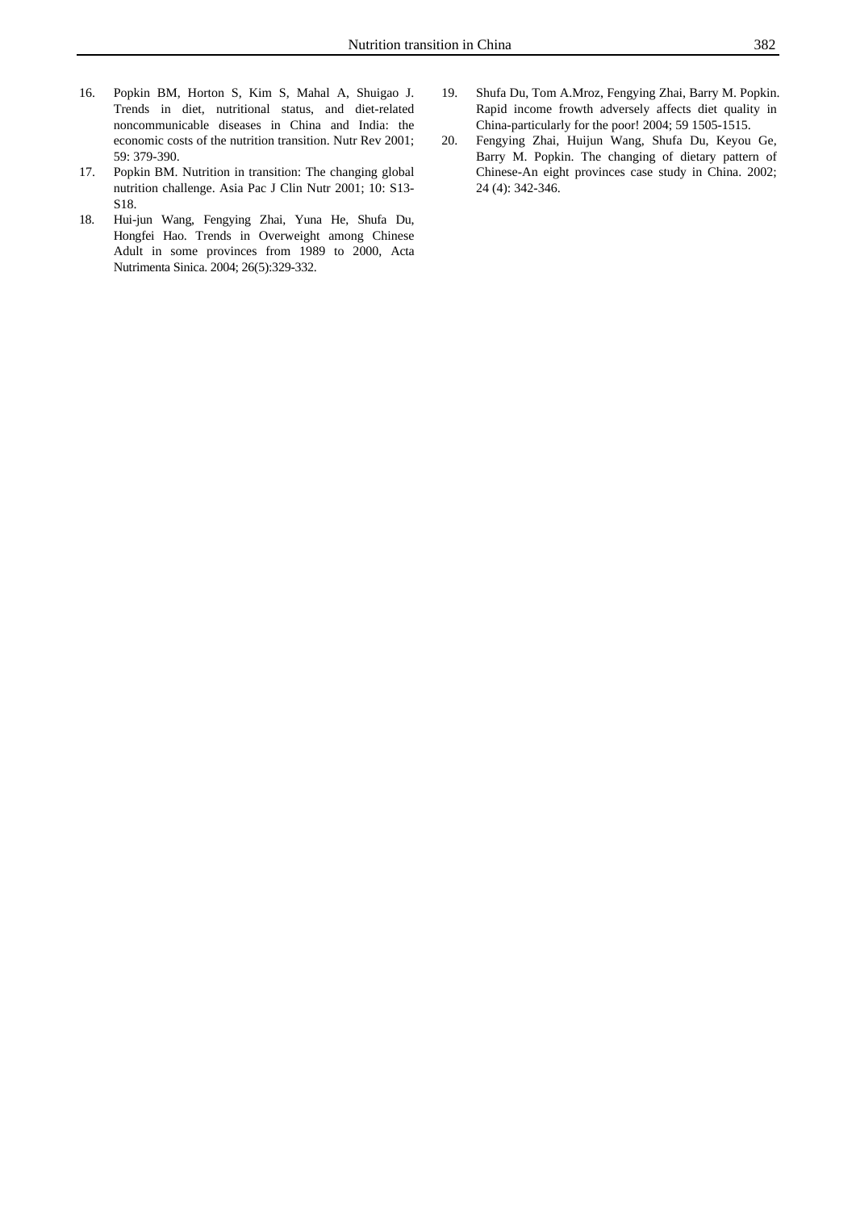16. Popkin BM, Horton S, Kim S, Mahal A, Shuigao J. Trends in diet, nutritional status, and diet-related noncommunicable diseases in China and India: the economic costs of the nutrition transition. Nutr Rev 2001; 59: 379-390.
17. Popkin BM. Nutrition in transition: The changing global nutrition challenge. Asia Pac J Clin Nutr 2001; 10: S13-S18.
18. Hui-jun Wang, Fengying Zhai, Yuna He, Shufa Du, Hongfei Hao. Trends in Overweight among Chinese Adult in some provinces from 1989 to 2000, Acta Nutrimenta Sinica. 2004; 26(5):329-332.
19. Shufa Du, Tom A.Mroz, Fengying Zhai, Barry M. Popkin. Rapid income frowth adversely affects diet quality in China-particularly for the poor! 2004; 59 1505-1515.
20. Fengying Zhai, Huijun Wang, Shufa Du, Keyou Ge, Barry M. Popkin. The changing of dietary pattern of Chinese-An eight provinces case study in China. 2002; 24 (4): 342-346.